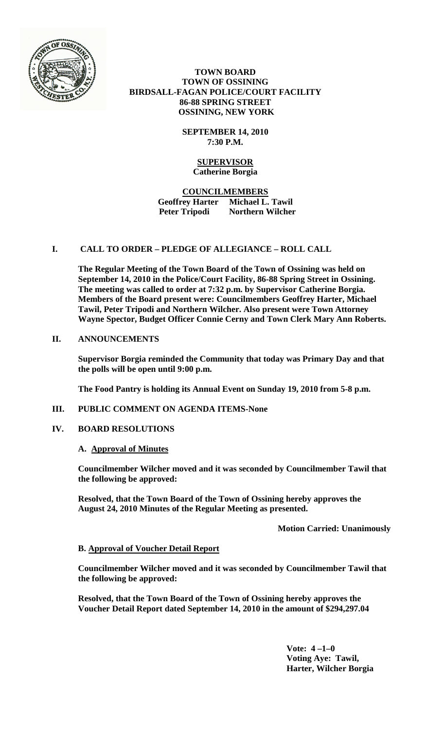**TOWN BOARD**
**TOWN OF OSSINING**
**BIRDSALL-FAGAN POLICE/COURT FACILITY**
**86-88 SPRING STREET**
**OSSINING, NEW YORK**

**SEPTEMBER 14, 2010**
**7:30 P.M.**

**SUPERVISOR**
**Catherine Borgia**

**COUNCILMEMBERS**
**Geoffrey Harter Michael L. Tawil**
**Peter Tripodi Northern Wilcher**

## I. CALL TO ORDER – PLEDGE OF ALLEGIANCE – ROLL CALL

**The Regular Meeting of the Town Board of the Town of Ossining was held on September 14, 2010 in the Police/Court Facility, 86-88 Spring Street in Ossining. The meeting was called to order at 7:32 p.m. by Supervisor Catherine Borgia. Members of the Board present were: Councilmembers Geoffrey Harter, Michael Tawil, Peter Tripodi and Northern Wilcher. Also present were Town Attorney Wayne Spector, Budget Officer Connie Cerny and Town Clerk Mary Ann Roberts.**

## II. ANNOUNCEMENTS

**Supervisor Borgia reminded the Community that today was Primary Day and that the polls will be open until 9:00 p.m.**

**The Food Pantry is holding its Annual Event on Sunday 19, 2010 from 5-8 p.m.**

## III. PUBLIC COMMENT ON AGENDA ITEMS-None

## IV. BOARD RESOLUTIONS

### A. Approval of Minutes

**Councilmember Wilcher moved and it was seconded by Councilmember Tawil that the following be approved:**

**Resolved, that the Town Board of the Town of Ossining hereby approves the August 24, 2010 Minutes of the Regular Meeting as presented.**

**Motion Carried: Unanimously**

### B. Approval of Voucher Detail Report

**Councilmember Wilcher moved and it was seconded by Councilmember Tawil that the following be approved:**

**Resolved, that the Town Board of the Town of Ossining hereby approves the Voucher Detail Report dated September 14, 2010 in the amount of $294,297.04**

**Vote: 4 –1–0**
**Voting Aye: Tawil, Harter, Wilcher Borgia**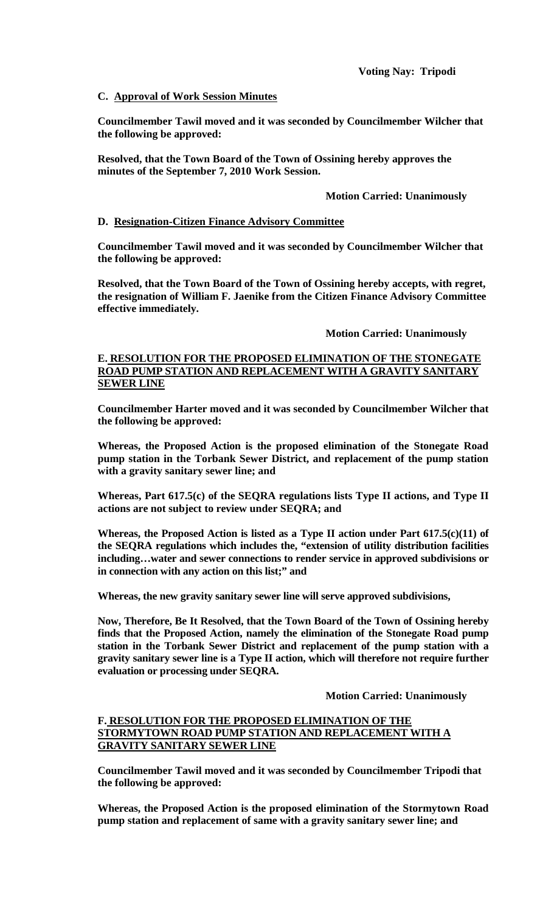**Voting Nay: Tripodi**

**C. Approval of Work Session Minutes**

**Councilmember Tawil moved and it was seconded by Councilmember Wilcher that the following be approved:**

**Resolved, that the Town Board of the Town of Ossining hereby approves the minutes of the September 7, 2010 Work Session.**

**Motion Carried: Unanimously**

**D. Resignation-Citizen Finance Advisory Committee**

**Councilmember Tawil moved and it was seconded by Councilmember Wilcher that the following be approved:**

**Resolved, that the Town Board of the Town of Ossining hereby accepts, with regret, the resignation of William F. Jaenike from the Citizen Finance Advisory Committee effective immediately.**

**Motion Carried: Unanimously**

**E. RESOLUTION FOR THE PROPOSED ELIMINATION OF THE STONEGATE ROAD PUMP STATION AND REPLACEMENT WITH A GRAVITY SANITARY SEWER LINE**

**Councilmember Harter moved and it was seconded by Councilmember Wilcher that the following be approved:**

**Whereas, the Proposed Action is the proposed elimination of the Stonegate Road pump station in the Torbank Sewer District, and replacement of the pump station with a gravity sanitary sewer line; and**

**Whereas, Part 617.5(c) of the SEQRA regulations lists Type II actions, and Type II actions are not subject to review under SEQRA; and**

**Whereas, the Proposed Action is listed as a Type II action under Part 617.5(c)(11) of the SEQRA regulations which includes the, "extension of utility distribution facilities including…water and sewer connections to render service in approved subdivisions or in connection with any action on this list;" and**

**Whereas, the new gravity sanitary sewer line will serve approved subdivisions,**

**Now, Therefore, Be It Resolved, that the Town Board of the Town of Ossining hereby finds that the Proposed Action, namely the elimination of the Stonegate Road pump station in the Torbank Sewer District and replacement of the pump station with a gravity sanitary sewer line is a Type II action, which will therefore not require further evaluation or processing under SEQRA.**

**Motion Carried: Unanimously**

**F. RESOLUTION FOR THE PROPOSED ELIMINATION OF THE STORMYTOWN ROAD PUMP STATION AND REPLACEMENT WITH A GRAVITY SANITARY SEWER LINE**

**Councilmember Tawil moved and it was seconded by Councilmember Tripodi that the following be approved:**

**Whereas, the Proposed Action is the proposed elimination of the Stormytown Road pump station and replacement of same with a gravity sanitary sewer line; and**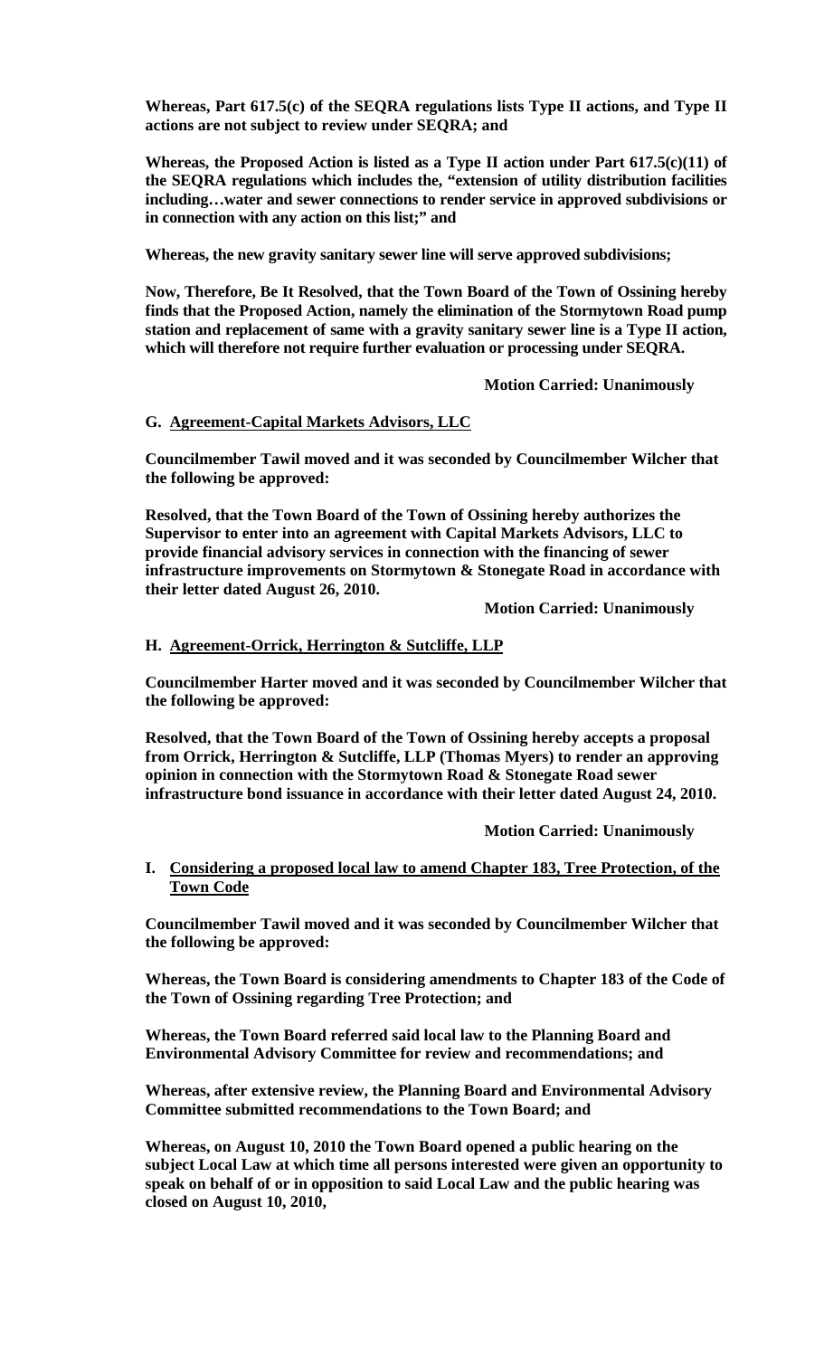**Whereas, Part 617.5(c) of the SEQRA regulations lists Type II actions, and Type II actions are not subject to review under SEQRA; and**

**Whereas, the Proposed Action is listed as a Type II action under Part 617.5(c)(11) of the SEQRA regulations which includes the, "extension of utility distribution facilities including…water and sewer connections to render service in approved subdivisions or in connection with any action on this list;" and**

**Whereas, the new gravity sanitary sewer line will serve approved subdivisions;**

**Now, Therefore, Be It Resolved, that the Town Board of the Town of Ossining hereby finds that the Proposed Action, namely the elimination of the Stormytown Road pump station and replacement of same with a gravity sanitary sewer line is a Type II action, which will therefore not require further evaluation or processing under SEQRA.**

**Motion Carried: Unanimously**

**G. <u>Agreement-Capital Markets Advisors, LLC</u>**

**Councilmember Tawil moved and it was seconded by Councilmember Wilcher that the following be approved:**

**Resolved, that the Town Board of the Town of Ossining hereby authorizes the Supervisor to enter into an agreement with Capital Markets Advisors, LLC to provide financial advisory services in connection with the financing of sewer infrastructure improvements on Stormytown & Stonegate Road in accordance with their letter dated August 26, 2010.**

**Motion Carried: Unanimously**

**H. <u>Agreement-Orrick, Herrington & Sutcliffe, LLP</u>**

**Councilmember Harter moved and it was seconded by Councilmember Wilcher that the following be approved:**

**Resolved, that the Town Board of the Town of Ossining hereby accepts a proposal from Orrick, Herrington & Sutcliffe, LLP (Thomas Myers) to render an approving opinion in connection with the Stormytown Road & Stonegate Road sewer infrastructure bond issuance in accordance with their letter dated August 24, 2010.**

**Motion Carried: Unanimously**

**I. <u>Considering a proposed local law to amend Chapter 183, Tree Protection, of the Town Code</u>**

**Councilmember Tawil moved and it was seconded by Councilmember Wilcher that the following be approved:**

**Whereas, the Town Board is considering amendments to Chapter 183 of the Code of the Town of Ossining regarding Tree Protection; and**

**Whereas, the Town Board referred said local law to the Planning Board and Environmental Advisory Committee for review and recommendations; and**

**Whereas, after extensive review, the Planning Board and Environmental Advisory Committee submitted recommendations to the Town Board; and**

**Whereas, on August 10, 2010 the Town Board opened a public hearing on the subject Local Law at which time all persons interested were given an opportunity to speak on behalf of or in opposition to said Local Law and the public hearing was closed on August 10, 2010,**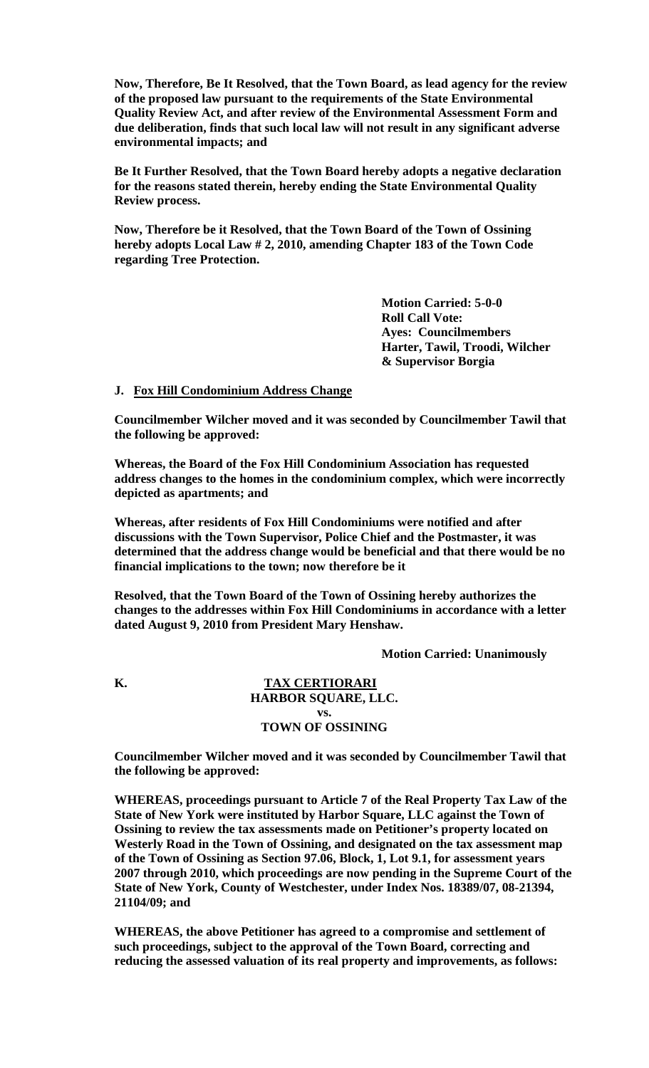**Now, Therefore, Be It Resolved, that the Town Board, as lead agency for the review of the proposed law pursuant to the requirements of the State Environmental Quality Review Act, and after review of the Environmental Assessment Form and due deliberation, finds that such local law will not result in any significant adverse environmental impacts; and**

**Be It Further Resolved, that the Town Board hereby adopts a negative declaration for the reasons stated therein, hereby ending the State Environmental Quality Review process.**

**Now, Therefore be it Resolved, that the Town Board of the Town of Ossining hereby adopts Local Law # 2, 2010, amending Chapter 183 of the Town Code regarding Tree Protection.**

**Motion Carried: 5-0-0**
**Roll Call Vote:**
**Ayes: Councilmembers Harter, Tawil, Troodi, Wilcher & Supervisor Borgia**

**J. Fox Hill Condominium Address Change**

**Councilmember Wilcher moved and it was seconded by Councilmember Tawil that the following be approved:**

**Whereas, the Board of the Fox Hill Condominium Association has requested address changes to the homes in the condominium complex, which were incorrectly depicted as apartments; and**

**Whereas, after residents of Fox Hill Condominiums were notified and after discussions with the Town Supervisor, Police Chief and the Postmaster, it was determined that the address change would be beneficial and that there would be no financial implications to the town; now therefore be it**

**Resolved, that the Town Board of the Town of Ossining hereby authorizes the changes to the addresses within Fox Hill Condominiums in accordance with a letter dated August 9, 2010 from President Mary Henshaw.**

**Motion Carried: Unanimously**

**K. TAX CERTIORARI**
**HARBOR SQUARE, LLC.**
**vs.**
**TOWN OF OSSINING**

**Councilmember Wilcher moved and it was seconded by Councilmember Tawil that the following be approved:**

**WHEREAS, proceedings pursuant to Article 7 of the Real Property Tax Law of the State of New York were instituted by Harbor Square, LLC against the Town of Ossining to review the tax assessments made on Petitioner's property located on Westerly Road in the Town of Ossining, and designated on the tax assessment map of the Town of Ossining as Section 97.06, Block, 1, Lot 9.1, for assessment years 2007 through 2010, which proceedings are now pending in the Supreme Court of the State of New York, County of Westchester, under Index Nos. 18389/07, 08-21394, 21104/09; and**

**WHEREAS, the above Petitioner has agreed to a compromise and settlement of such proceedings, subject to the approval of the Town Board, correcting and reducing the assessed valuation of its real property and improvements, as follows:**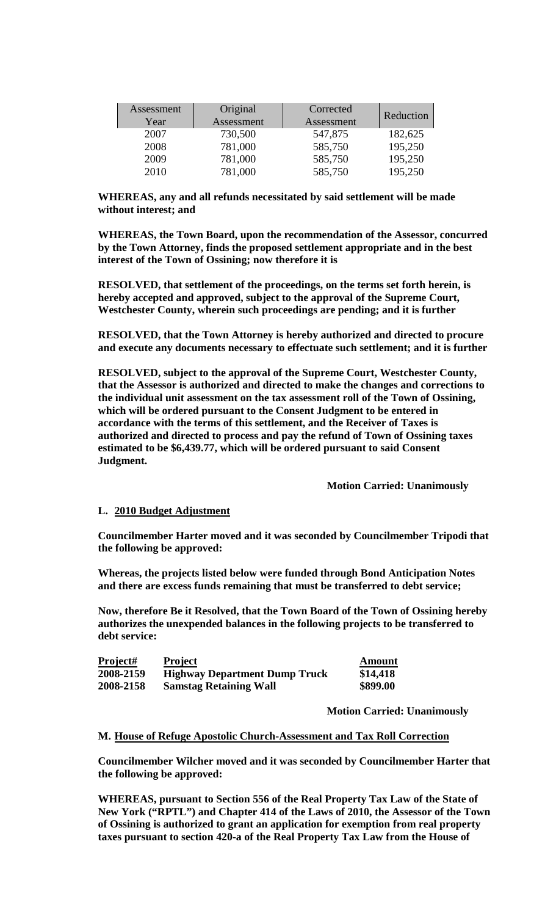| Assessment Year | Original Assessment | Corrected Assessment | Reduction |
|---|---|---|---|
| 2007 | 730,500 | 547,875 | 182,625 |
| 2008 | 781,000 | 585,750 | 195,250 |
| 2009 | 781,000 | 585,750 | 195,250 |
| 2010 | 781,000 | 585,750 | 195,250 |

**WHEREAS, any and all refunds necessitated by said settlement will be made without interest; and**

**WHEREAS, the Town Board, upon the recommendation of the Assessor, concurred by the Town Attorney, finds the proposed settlement appropriate and in the best interest of the Town of Ossining; now therefore it is**

**RESOLVED, that settlement of the proceedings, on the terms set forth herein, is hereby accepted and approved, subject to the approval of the Supreme Court, Westchester County, wherein such proceedings are pending; and it is further**

**RESOLVED, that the Town Attorney is hereby authorized and directed to procure and execute any documents necessary to effectuate such settlement; and it is further**

**RESOLVED, subject to the approval of the Supreme Court, Westchester County, that the Assessor is authorized and directed to make the changes and corrections to the individual unit assessment on the tax assessment roll of the Town of Ossining, which will be ordered pursuant to the Consent Judgment to be entered in accordance with the terms of this settlement, and the Receiver of Taxes is authorized and directed to process and pay the refund of Town of Ossining taxes estimated to be $6,439.77, which will be ordered pursuant to said Consent Judgment.**

**Motion Carried: Unanimously**

**L. <u>2010 Budget Adjustment</u>**

**Councilmember Harter moved and it was seconded by Councilmember Tripodi that the following be approved:**

**Whereas, the projects listed below were funded through Bond Anticipation Notes and there are excess funds remaining that must be transferred to debt service;**

**Now, therefore Be it Resolved, that the Town Board of the Town of Ossining hereby authorizes the unexpended balances in the following projects to be transferred to debt service:**

| Project# | Project | Amount |
|---|---|---|
| 2008-2159 | Highway Department Dump Truck | $14,418 |
| 2008-2158 | Samstag Retaining Wall | $899.00 |

**Motion Carried: Unanimously**

**M. <u>House of Refuge Apostolic Church-Assessment and Tax Roll Correction</u>**

**Councilmember Wilcher moved and it was seconded by Councilmember Harter that the following be approved:**

**WHEREAS, pursuant to Section 556 of the Real Property Tax Law of the State of New York ("RPTL") and Chapter 414 of the Laws of 2010, the Assessor of the Town of Ossining is authorized to grant an application for exemption from real property taxes pursuant to section 420-a of the Real Property Tax Law from the House of**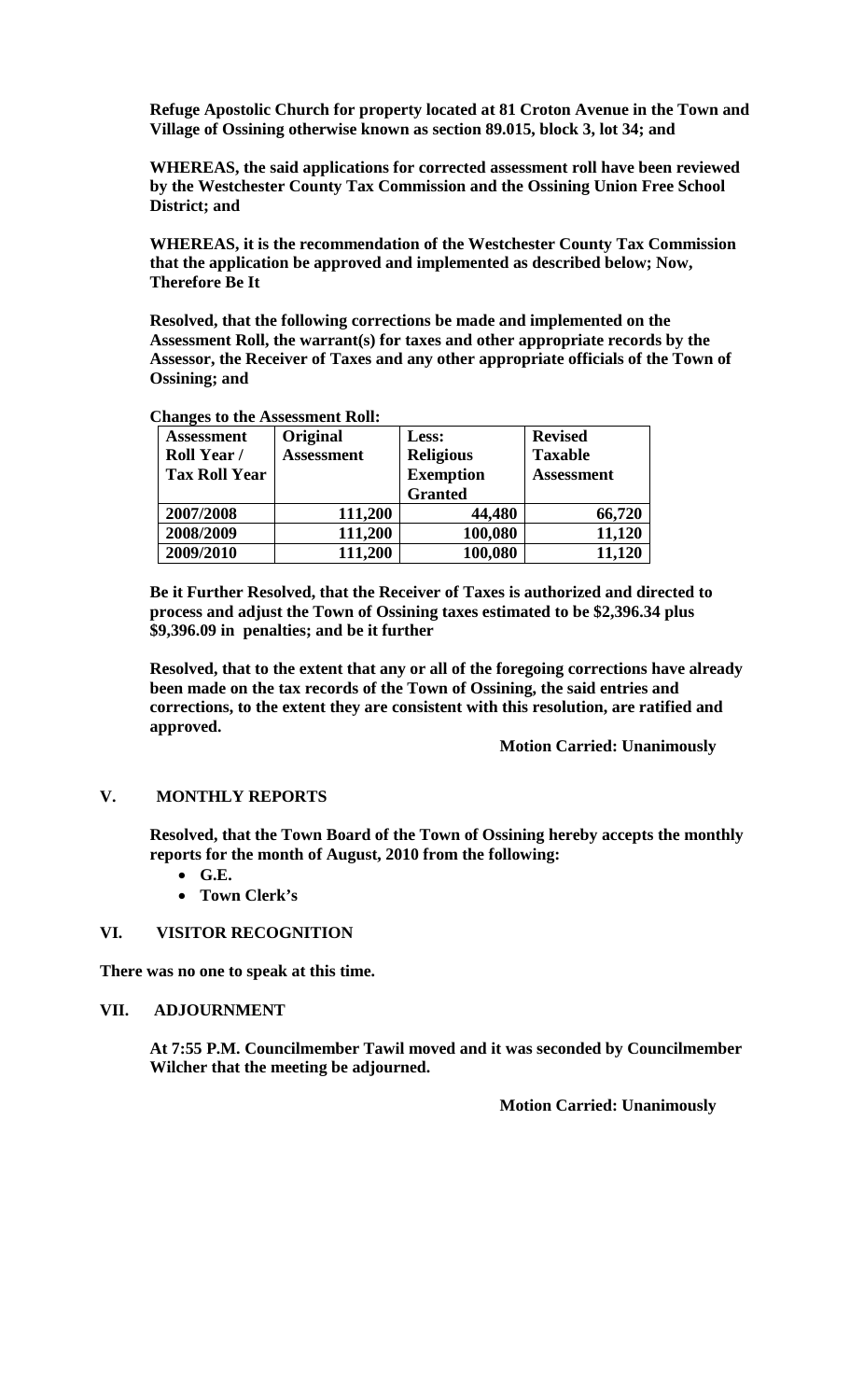**Refuge Apostolic Church for property located at 81 Croton Avenue in the Town and Village of Ossining otherwise known as section 89.015, block 3, lot 34; and**

**WHEREAS, the said applications for corrected assessment roll have been reviewed by the Westchester County Tax Commission and the Ossining Union Free School District; and**

**WHEREAS, it is the recommendation of the Westchester County Tax Commission that the application be approved and implemented as described below; Now, Therefore Be It**

**Resolved, that the following corrections be made and implemented on the Assessment Roll, the warrant(s) for taxes and other appropriate records by the Assessor, the Receiver of Taxes and any other appropriate officials of the Town of Ossining; and**

**Changes to the Assessment Roll:**

| Assessment Roll Year / Tax Roll Year | Original Assessment | Less: Religious Exemption Granted | Revised Taxable Assessment |
|---|---|---|---|
| 2007/2008 | 111,200 | 44,480 | 66,720 |
| 2008/2009 | 111,200 | 100,080 | 11,120 |
| 2009/2010 | 111,200 | 100,080 | 11,120 |

**Be it Further Resolved, that the Receiver of Taxes is authorized and directed to process and adjust the Town of Ossining taxes estimated to be $2,396.34 plus $9,396.09 in penalties; and be it further**

**Resolved, that to the extent that any or all of the foregoing corrections have already been made on the tax records of the Town of Ossining, the said entries and corrections, to the extent they are consistent with this resolution, are ratified and approved.**

**Motion Carried: Unanimously**

## V. MONTHLY REPORTS

**Resolved, that the Town Board of the Town of Ossining hereby accepts the monthly reports for the month of August, 2010 from the following:**

- **G.E.**
- **Town Clerk's**

## VI. VISITOR RECOGNITION

**There was no one to speak at this time.**

## VII. ADJOURNMENT

**At 7:55 P.M. Councilmember Tawil moved and it was seconded by Councilmember Wilcher that the meeting be adjourned.**

**Motion Carried: Unanimously**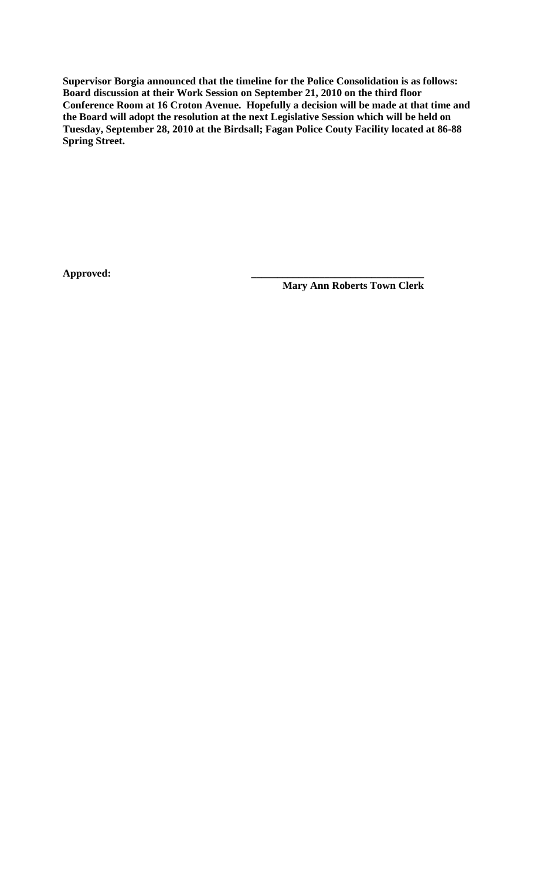**Supervisor Borgia announced that the timeline for the Police Consolidation is as follows: Board discussion at their Work Session on September 21, 2010 on the third floor Conference Room at 16 Croton Avenue. Hopefully a decision will be made at that time and the Board will adopt the resolution at the next Legislative Session which will be held on Tuesday, September 28, 2010 at the Birdsall; Fagan Police Couty Facility located at 86-88 Spring Street.**

**Approved:** \_\_\_\_\_\_\_\_\_\_\_\_\_\_\_\_\_\_\_\_\_\_\_\_\_\_\_\_\_\_\_\_\_

**Mary Ann Roberts Town Clerk**